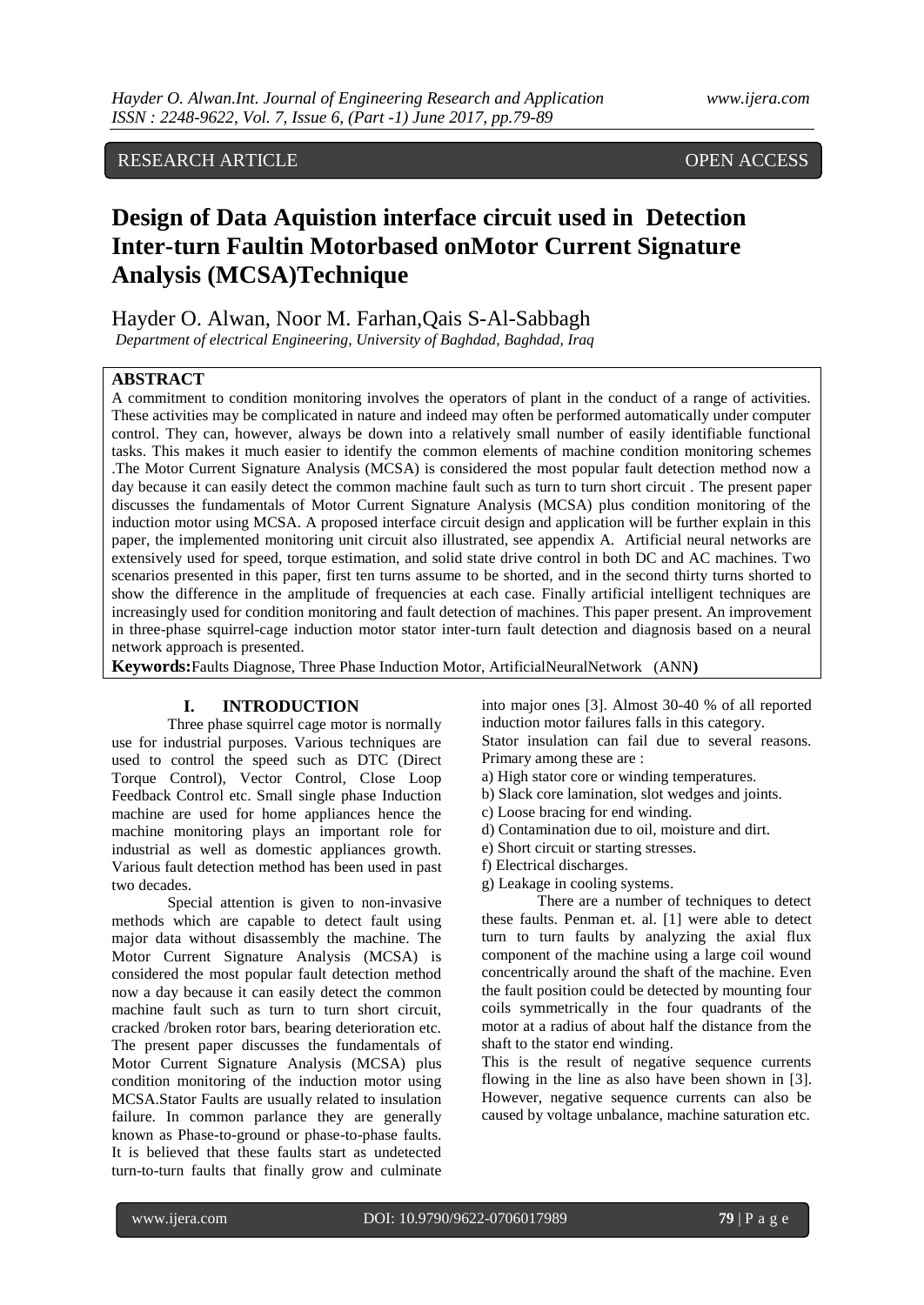RESEARCH ARTICLE OPEN ACCESS

# Design of Data Aquistion interface circuit used in Detection Inter-turn Faultin Motorbased onMotor Current Signature Analysis (MCSA)Technique

Hayder O. Alwan, Noor M. Farhan,Qais S-Al-Sabbagh

*Department of electrical Engineering, University of Baghdad, Baghdad, Iraq*

## ABSTRACT

A commitment to condition monitoring involves the operators of plant in the conduct of a range of activities. These activities may be complicated in nature and indeed may often be performed automatically under computer control. They can, however, always be down into a relatively small number of easily identifiable functional tasks. This makes it much easier to identify the common elements of machine condition monitoring schemes .The Motor Current Signature Analysis (MCSA) is considered the most popular fault detection method now a day because it can easily detect the common machine fault such as turn to turn short circuit . The present paper discusses the fundamentals of Motor Current Signature Analysis (MCSA) plus condition monitoring of the induction motor using MCSA. A proposed interface circuit design and application will be further explain in this paper, the implemented monitoring unit circuit also illustrated, see appendix A. Artificial neural networks are extensively used for speed, torque estimation, and solid state drive control in both DC and AC machines. Two scenarios presented in this paper, first ten turns assume to be shorted, and in the second thirty turns shorted to show the difference in the amplitude of frequencies at each case. Finally artificial intelligent techniques are increasingly used for condition monitoring and fault detection of machines. This paper present. An improvement in three-phase squirrel-cage induction motor stator inter-turn fault detection and diagnosis based on a neural network approach is presented.

**Keywords:**Faults Diagnose, Three Phase Induction Motor, ArtificialNeuralNetwork (ANN**)**

## I. INTRODUCTION

Three phase squirrel cage motor is normally use for industrial purposes. Various techniques are used to control the speed such as DTC (Direct Torque Control), Vector Control, Close Loop Feedback Control etc. Small single phase Induction machine are used for home appliances hence the machine monitoring plays an important role for industrial as well as domestic appliances growth. Various fault detection method has been used in past two decades.

Special attention is given to non-invasive methods which are capable to detect fault using major data without disassembly the machine. The Motor Current Signature Analysis (MCSA) is considered the most popular fault detection method now a day because it can easily detect the common machine fault such as turn to turn short circuit, cracked /broken rotor bars, bearing deterioration etc. The present paper discusses the fundamentals of Motor Current Signature Analysis (MCSA) plus condition monitoring of the induction motor using MCSA.Stator Faults are usually related to insulation failure. In common parlance they are generally known as Phase-to-ground or phase-to-phase faults. It is believed that these faults start as undetected turn-to-turn faults that finally grow and culminate into major ones [3]. Almost 30-40 % of all reported induction motor failures falls in this category.

Stator insulation can fail due to several reasons. Primary among these are :

a) High stator core or winding temperatures.

b) Slack core lamination, slot wedges and joints.

c) Loose bracing for end winding.

d) Contamination due to oil, moisture and dirt.

e) Short circuit or starting stresses.

f) Electrical discharges.

g) Leakage in cooling systems.

There are a number of techniques to detect these faults. Penman et. al. [1] were able to detect turn to turn faults by analyzing the axial flux component of the machine using a large coil wound concentrically around the shaft of the machine. Even the fault position could be detected by mounting four coils symmetrically in the four quadrants of the motor at a radius of about half the distance from the shaft to the stator end winding.

This is the result of negative sequence currents flowing in the line as also have been shown in [3]. However, negative sequence currents can also be caused by voltage unbalance, machine saturation etc.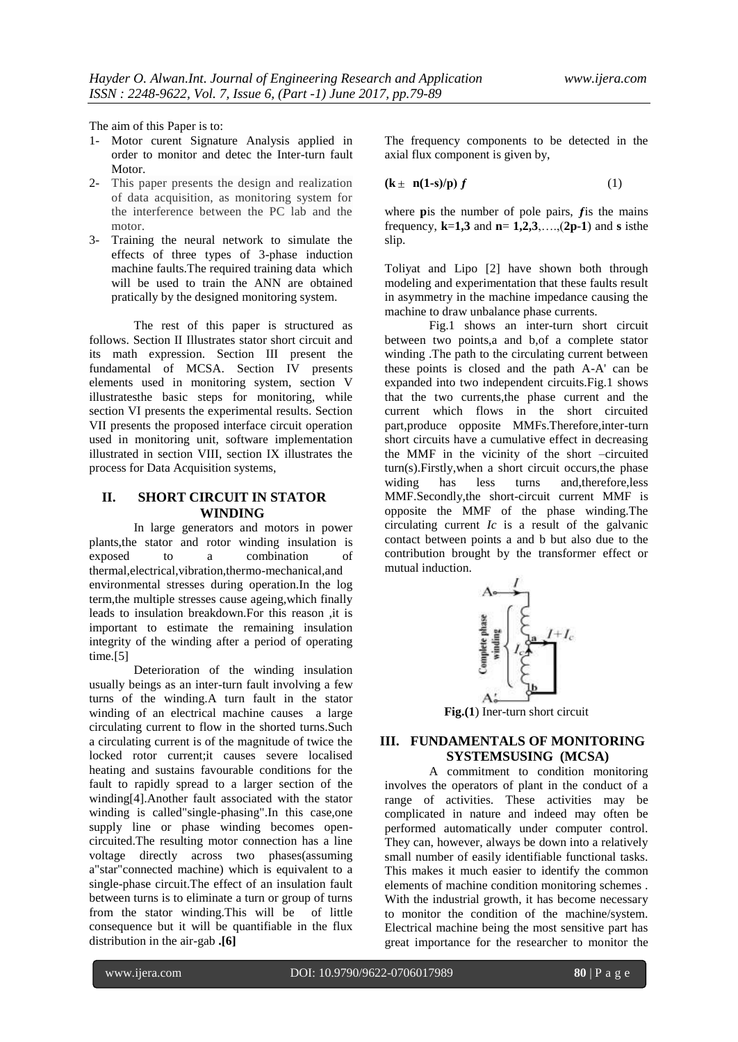The aim of this Paper is to:

1- Motor curent Signature Analysis applied in order to monitor and detec the Inter-turn fault Motor.
2- This paper presents the design and realization of data acquisition, as monitoring system for the interference between the PC lab and the motor.
3- Training the neural network to simulate the effects of three types of 3-phase induction machine faults.The required training data which will be used to train the ANN are obtained pratically by the designed monitoring system.

The rest of this paper is structured as follows. Section II Illustrates stator short circuit and its math expression. Section III present the fundamental of MCSA. Section IV presents elements used in monitoring system, section V illustratesthe basic steps for monitoring, while section VI presents the experimental results. Section VII presents the proposed interface circuit operation used in monitoring unit, software implementation illustrated in section VIII, section IX illustrates the process for Data Acquisition systems,

## II. SHORT CIRCUIT IN STATOR WINDING

In large generators and motors in power plants,the stator and rotor winding insulation is exposed to a combination of thermal,electrical,vibration,thermo-mechanical,and environmental stresses during operation.In the log term,the multiple stresses cause ageing,which finally leads to insulation breakdown.For this reason ,it is important to estimate the remaining insulation integrity of the winding after a period of operating time.[5]

Deterioration of the winding insulation usually beings as an inter-turn fault involving a few turns of the winding.A turn fault in the stator winding of an electrical machine causes a large circulating current to flow in the shorted turns.Such a circulating current is of the magnitude of twice the locked rotor current;it causes severe localised heating and sustains favourable conditions for the fault to rapidly spread to a larger section of the winding[4].Another fault associated with the stator winding is called"single-phasing".In this case,one supply line or phase winding becomes open-circuited.The resulting motor connection has a line voltage directly across two phases(assuming a"star"connected machine) which is equivalent to a single-phase circuit.The effect of an insulation fault between turns is to eliminate a turn or group of turns from the stator winding.This will be of little consequence but it will be quantifiable in the flux distribution in the air-gab **.[6]**

The frequency components to be detected in the axial flux component is given by,

$$(\mathbf{k} \pm \mathbf{n(1\text{-}s)/p})\, f \qquad (1)$$

where **p**is the number of pole pairs, $f$is the mains frequency, **k**=**1,3** and **n**= **1,2,3**,….,(**2p-1**) and **s** isthe slip.

Toliyat and Lipo [2] have shown both through modeling and experimentation that these faults result in asymmetry in the machine impedance causing the machine to draw unbalance phase currents.

Fig.1 shows an inter-turn short circuit between two points,a and b,of a complete stator winding .The path to the circulating current between these points is closed and the path A-A' can be expanded into two independent circuits.Fig.1 shows that the two currents,the phase current and the current which flows in the short circuited part,produce opposite MMFs.Therefore,inter-turn short circuits have a cumulative effect in decreasing the MMF in the vicinity of the short –circuited turn(s).Firstly,when a short circuit occurs,the phase widing has less turns and,therefore,less MMF.Secondly,the short-circuit current MMF is opposite the MMF of the phase winding.The circulating current *Ic* is a result of the galvanic contact between points a and b but also due to the contribution brought by the transformer effect or mutual induction.

**Fig.(1**) Iner-turn short circuit

## III. FUNDAMENTALS OF MONITORING SYSTEMSUSING (MCSA)

A commitment to condition monitoring involves the operators of plant in the conduct of a range of activities. These activities may be complicated in nature and indeed may often be performed automatically under computer control. They can, however, always be down into a relatively small number of easily identifiable functional tasks. This makes it much easier to identify the common elements of machine condition monitoring schemes . With the industrial growth, it has become necessary to monitor the condition of the machine/system. Electrical machine being the most sensitive part has great importance for the researcher to monitor the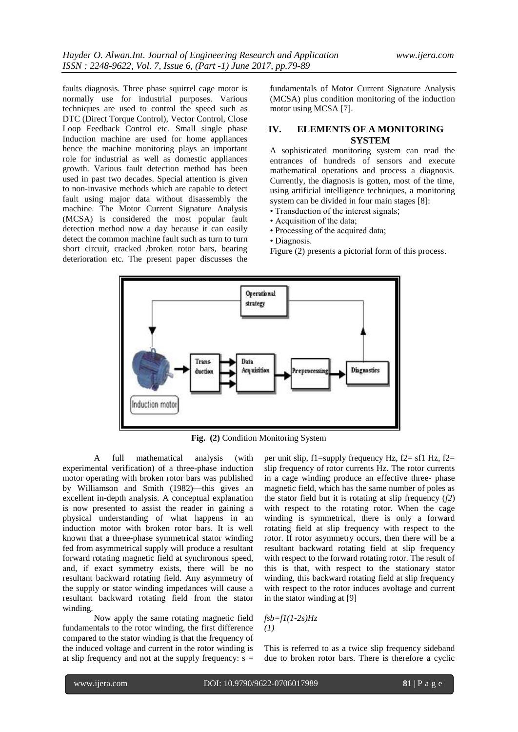faults diagnosis. Three phase squirrel cage motor is normally use for industrial purposes. Various techniques are used to control the speed such as DTC (Direct Torque Control), Vector Control, Close Loop Feedback Control etc. Small single phase Induction machine are used for home appliances hence the machine monitoring plays an important role for industrial as well as domestic appliances growth. Various fault detection method has been used in past two decades. Special attention is given to non-invasive methods which are capable to detect fault using major data without disassembly the machine. The Motor Current Signature Analysis (MCSA) is considered the most popular fault detection method now a day because it can easily detect the common machine fault such as turn to turn short circuit, cracked /broken rotor bars, bearing deterioration etc. The present paper discusses the fundamentals of Motor Current Signature Analysis (MCSA) plus condition monitoring of the induction motor using MCSA [7].

## IV. ELEMENTS OF A MONITORING SYSTEM

A sophisticated monitoring system can read the entrances of hundreds of sensors and execute mathematical operations and process a diagnosis. Currently, the diagnosis is gotten, most of the time, using artificial intelligence techniques, a monitoring system can be divided in four main stages [8]:

- Transduction of the interest signals;
- Acquisition of the data;
- Processing of the acquired data;
- Diagnosis.

Figure (2) presents a pictorial form of this process.

**Fig. (2)** Condition Monitoring System

A full mathematical analysis (with experimental verification) of a three-phase induction motor operating with broken rotor bars was published by Williamson and Smith (1982)—this gives an excellent in-depth analysis. A conceptual explanation is now presented to assist the reader in gaining a physical understanding of what happens in an induction motor with broken rotor bars. It is well known that a three-phase symmetrical stator winding fed from asymmetrical supply will produce a resultant forward rotating magnetic field at synchronous speed, and, if exact symmetry exists, there will be no resultant backward rotating field. Any asymmetry of the supply or stator winding impedances will cause a resultant backward rotating field from the stator winding.

Now apply the same rotating magnetic field fundamentals to the rotor winding, the first difference compared to the stator winding is that the frequency of the induced voltage and current in the rotor winding is at slip frequency and not at the supply frequency: $s$ = per unit slip, $f1$=supply frequency Hz, $f2 = sf1$ Hz, $f2$= slip frequency of rotor currents Hz. The rotor currents in a cage winding produce an effective three- phase magnetic field, which has the same number of poles as the stator field but it is rotating at slip frequency ($f2$) with respect to the rotating rotor. When the cage winding is symmetrical, there is only a forward rotating field at slip frequency with respect to the rotor. If rotor asymmetry occurs, then there will be a resultant backward rotating field at slip frequency with respect to the forward rotating rotor. The result of this is that, with respect to the stationary stator winding, this backward rotating field at slip frequency with respect to the rotor induces avoltage and current in the stator winding at [9]

$$f_{sb}=f_1(1-2s)\,\text{Hz} \quad (1)$$

This is referred to as a twice slip frequency sideband due to broken rotor bars. There is therefore a cyclic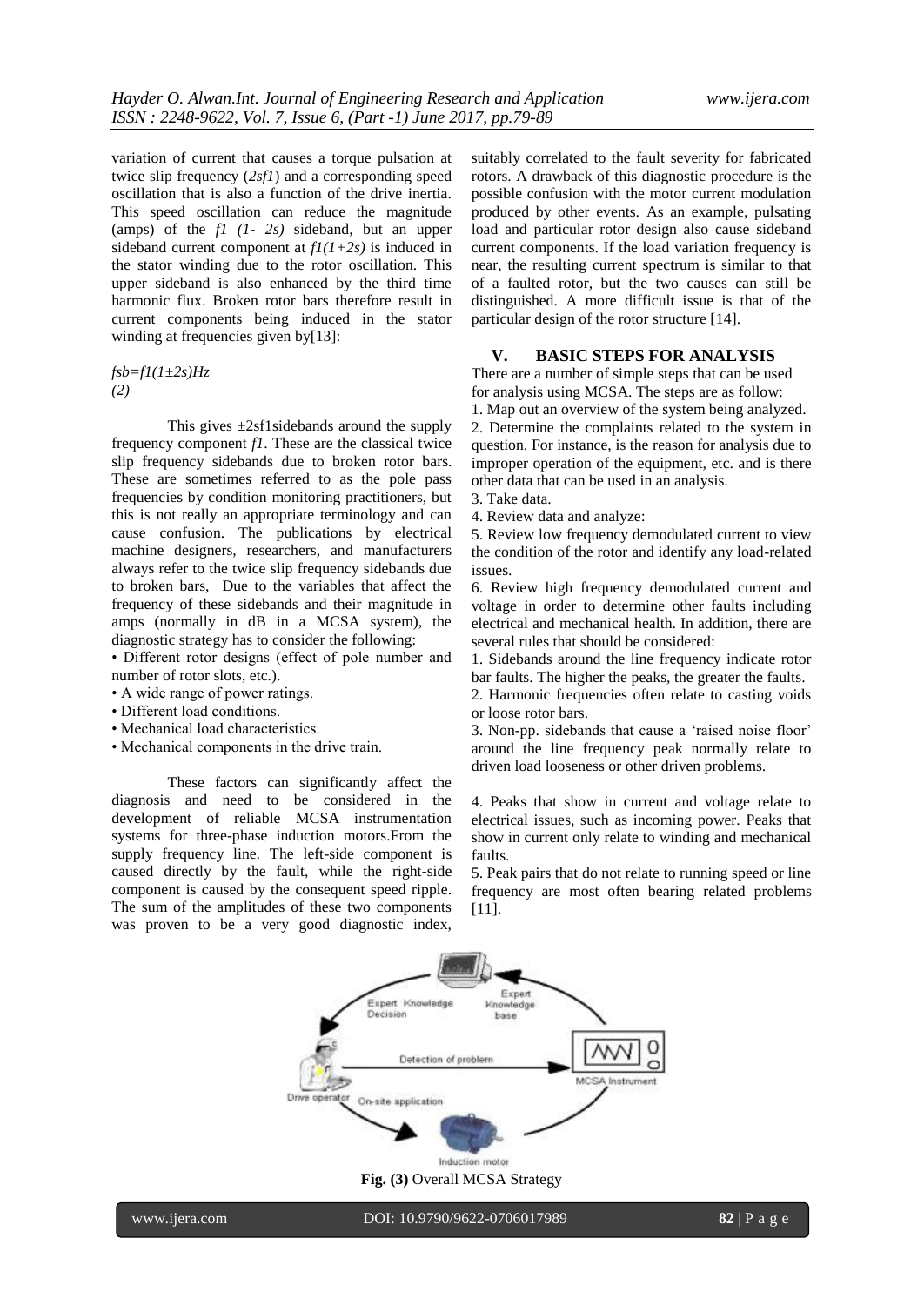variation of current that causes a torque pulsation at twice slip frequency ($2sf1$) and a corresponding speed oscillation that is also a function of the drive inertia. This speed oscillation can reduce the magnitude (amps) of the $f1\ (1-\ 2s)$ sideband, but an upper sideband current component at $f1(1+2s)$ is induced in the stator winding due to the rotor oscillation. This upper sideband is also enhanced by the third time harmonic flux. Broken rotor bars therefore result in current components being induced in the stator winding at frequencies given by[13]:

$$fsb=f1(1\pm 2s)Hz \quad (2)$$

This gives ±2sf1sidebands around the supply frequency component $f1$. These are the classical twice slip frequency sidebands due to broken rotor bars. These are sometimes referred to as the pole pass frequencies by condition monitoring practitioners, but this is not really an appropriate terminology and can cause confusion. The publications by electrical machine designers, researchers, and manufacturers always refer to the twice slip frequency sidebands due to broken bars, Due to the variables that affect the frequency of these sidebands and their magnitude in amps (normally in dB in a MCSA system), the diagnostic strategy has to consider the following:

- Different rotor designs (effect of pole number and number of rotor slots, etc.).
- A wide range of power ratings.
- Different load conditions.
- Mechanical load characteristics.
- Mechanical components in the drive train.

These factors can significantly affect the diagnosis and need to be considered in the development of reliable MCSA instrumentation systems for three-phase induction motors.From the supply frequency line. The left-side component is caused directly by the fault, while the right-side component is caused by the consequent speed ripple. The sum of the amplitudes of these two components was proven to be a very good diagnostic index, suitably correlated to the fault severity for fabricated rotors. A drawback of this diagnostic procedure is the possible confusion with the motor current modulation produced by other events. As an example, pulsating load and particular rotor design also cause sideband current components. If the load variation frequency is near, the resulting current spectrum is similar to that of a faulted rotor, but the two causes can still be distinguished. A more difficult issue is that of the particular design of the rotor structure [14].

## V. BASIC STEPS FOR ANALYSIS

There are a number of simple steps that can be used for analysis using MCSA. The steps are as follow:

1. Map out an overview of the system being analyzed.
2. Determine the complaints related to the system in question. For instance, is the reason for analysis due to improper operation of the equipment, etc. and is there other data that can be used in an analysis.
3. Take data.
4. Review data and analyze:
5. Review low frequency demodulated current to view the condition of the rotor and identify any load-related issues.
6. Review high frequency demodulated current and voltage in order to determine other faults including electrical and mechanical health. In addition, there are several rules that should be considered:

1. Sidebands around the line frequency indicate rotor bar faults. The higher the peaks, the greater the faults.
2. Harmonic frequencies often relate to casting voids or loose rotor bars.
3. Non-pp. sidebands that cause a 'raised noise floor' around the line frequency peak normally relate to driven load looseness or other driven problems.
4. Peaks that show in current and voltage relate to electrical issues, such as incoming power. Peaks that show in current only relate to winding and mechanical faults.
5. Peak pairs that do not relate to running speed or line frequency are most often bearing related problems [11].

**Fig. (3)** Overall MCSA Strategy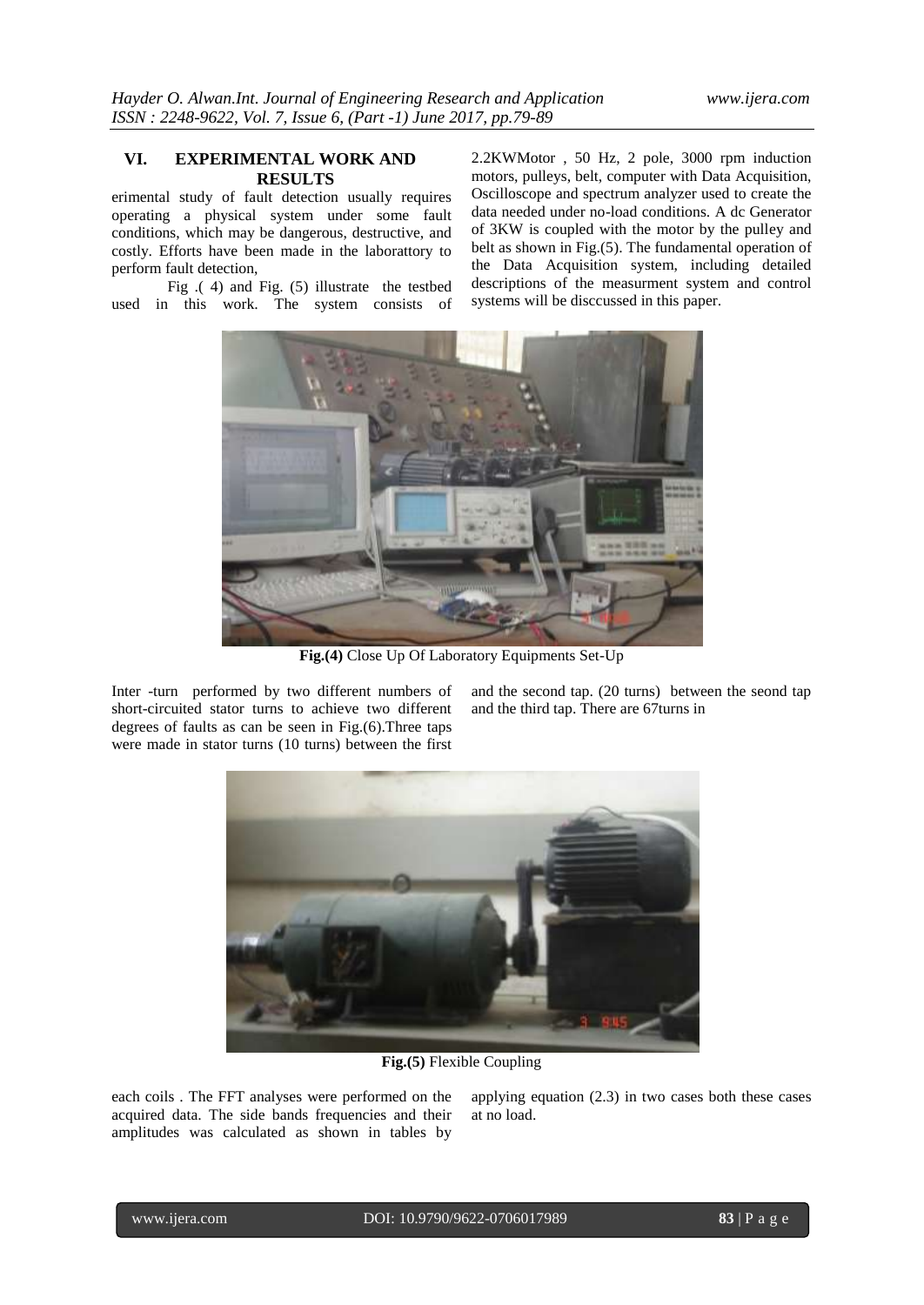## VI. EXPERIMENTAL WORK AND RESULTS

erimental study of fault detection usually requires operating a physical system under some fault conditions, which may be dangerous, destructive, and costly. Efforts have been made in the laborattory to perform fault detection,

Fig .( 4) and Fig. (5) illustrate the testbed used in this work. The system consists of 2.2KWMotor , 50 Hz, 2 pole, 3000 rpm induction motors, pulleys, belt, computer with Data Acquisition, Oscilloscope and spectrum analyzer used to create the data needed under no-load conditions. A dc Generator of 3KW is coupled with the motor by the pulley and belt as shown in Fig.(5). The fundamental operation of the Data Acquisition system, including detailed descriptions of the measurment system and control systems will be disccussed in this paper.

**Fig.(4)** Close Up Of Laboratory Equipments Set-Up

Inter -turn performed by two different numbers of short-circuited stator turns to achieve two different degrees of faults as can be seen in Fig.(6).Three taps were made in stator turns (10 turns) between the first and the second tap. (20 turns) between the seond tap and the third tap. There are 67turns in each coils . The FFT analyses were performed on the acquired data. The side bands frequencies and their amplitudes was calculated as shown in tables by applying equation (2.3) in two cases both these cases at no load.

**Fig.(5)** Flexible Coupling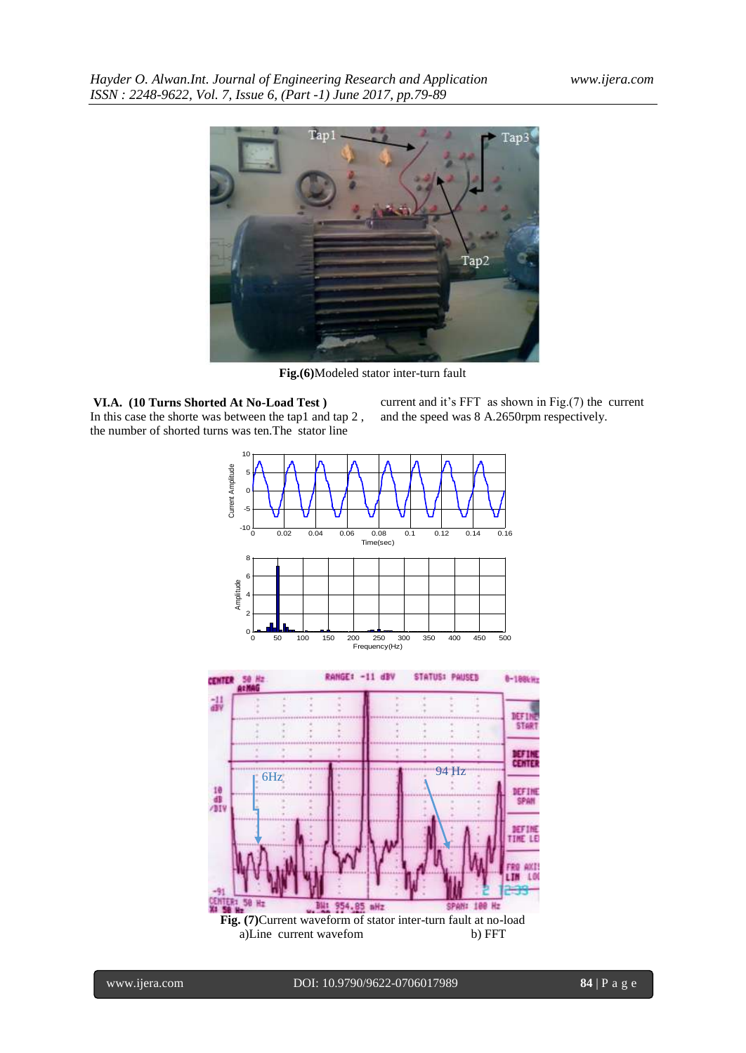**Fig.(6)**Modeled stator inter-turn fault

**VI.A. (10 Turns Shorted At No-Load Test )**

In this case the shorte was between the tap1 and tap 2 , the number of shorted turns was ten.The stator line current and it's FFT as shown in Fig.(7) the current and the speed was 8 A.2650rpm respectively.

**Fig. (7)**Current waveform of stator inter-turn fault at no-load
a)Line current wavefom b) FFT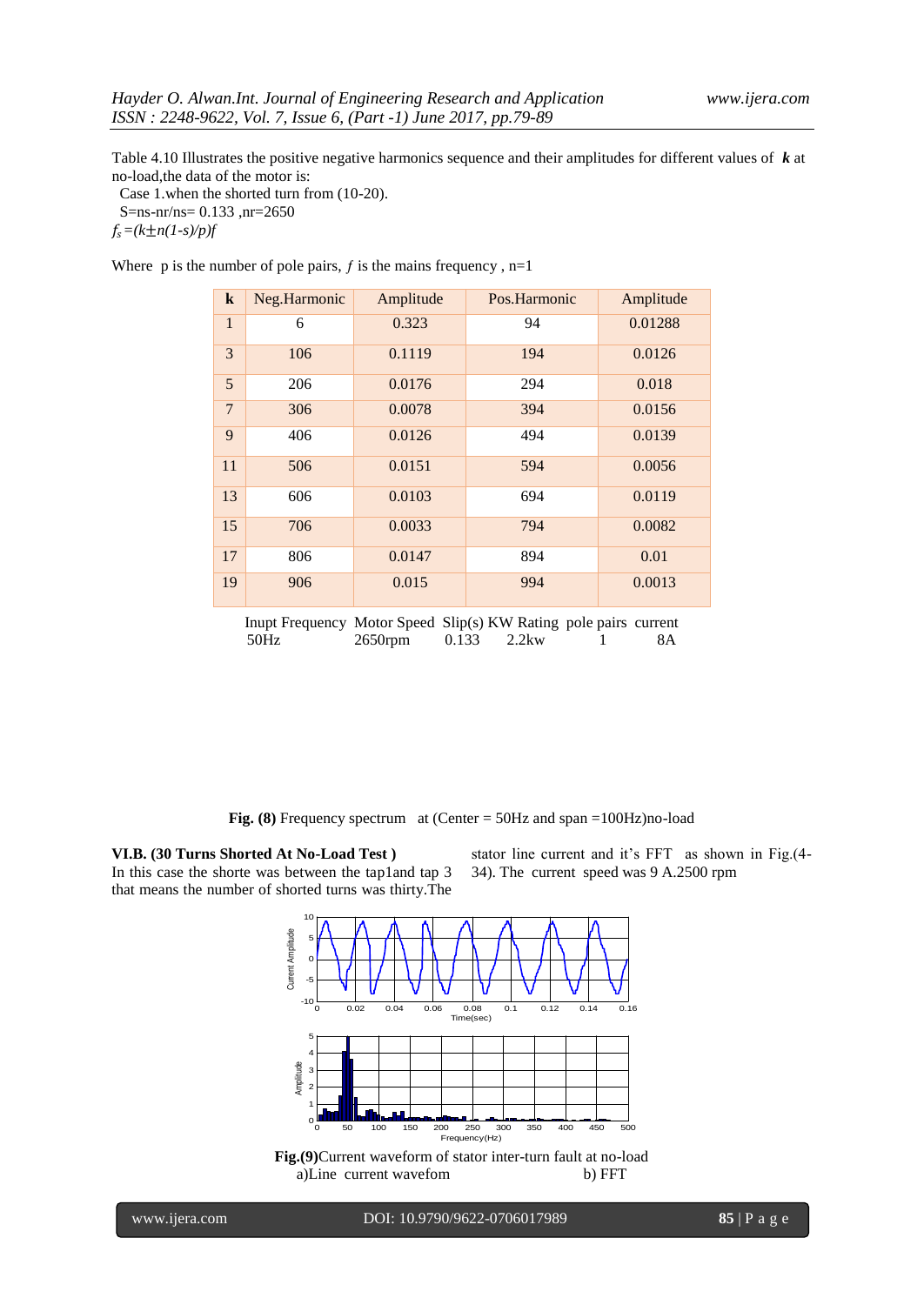Table 4.10 Illustrates the positive negative harmonics sequence and their amplitudes for different values of ***k*** at no-load,the data of the motor is:

Case 1.when the shorted turn from (10-20).

S=ns-nr/ns= 0.133 ,nr=2650

$f_s = (k \pm n(1-s)/p)f$

Where p is the number of pole pairs, $f$ is the mains frequency , n=1

| k | Neg.Harmonic | Amplitude | Pos.Harmonic | Amplitude |
|---|---|---|---|---|
| 1 | 6 | 0.323 | 94 | 0.01288 |
| 3 | 106 | 0.1119 | 194 | 0.0126 |
| 5 | 206 | 0.0176 | 294 | 0.018 |
| 7 | 306 | 0.0078 | 394 | 0.0156 |
| 9 | 406 | 0.0126 | 494 | 0.0139 |
| 11 | 506 | 0.0151 | 594 | 0.0056 |
| 13 | 606 | 0.0103 | 694 | 0.0119 |
| 15 | 706 | 0.0033 | 794 | 0.0082 |
| 17 | 806 | 0.0147 | 894 | 0.01 |
| 19 | 906 | 0.015 | 994 | 0.0013 |

| Inupt Frequency | Motor Speed | Slip(s) | KW Rating | pole pairs | current |
|---|---|---|---|---|---|
| 50Hz | 2650rpm | 0.133 | 2.2kw | 1 | 8A |

**Fig. (8)** Frequency spectrum at (Center = 50Hz and span =100Hz)no-load

**VI.B. (30 Turns Shorted At No-Load Test )**

In this case the shorte was between the tap1and tap 3 that means the number of shorted turns was thirty.The stator line current and it's FFT as shown in Fig.(4-34). The current speed was 9 A.2500 rpm

**Fig.(9)**Current waveform of stator inter-turn fault at no-load

a)Line current wavefom b) FFT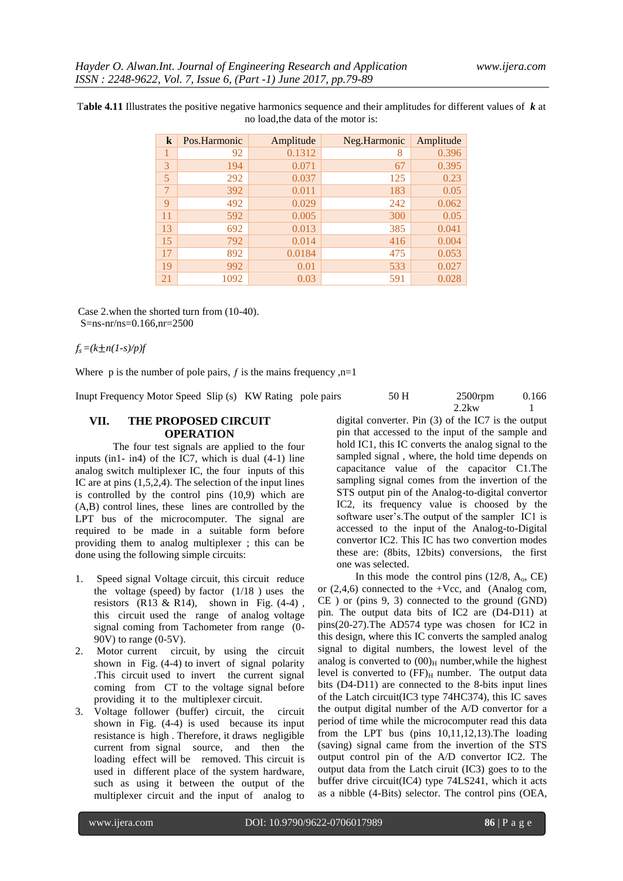**Table 4.11** Illustrates the positive negative harmonics sequence and their amplitudes for different values of ***k*** at no load,the data of the motor is:

| k | Pos.Harmonic | Amplitude | Neg.Harmonic | Amplitude |
|---|---|---|---|---|
| 1 | 92 | 0.1312 | 8 | 0.396 |
| 3 | 194 | 0.071 | 67 | 0.395 |
| 5 | 292 | 0.037 | 125 | 0.23 |
| 7 | 392 | 0.011 | 183 | 0.05 |
| 9 | 492 | 0.029 | 242 | 0.062 |
| 11 | 592 | 0.005 | 300 | 0.05 |
| 13 | 692 | 0.013 | 385 | 0.041 |
| 15 | 792 | 0.014 | 416 | 0.004 |
| 17 | 892 | 0.0184 | 475 | 0.053 |
| 19 | 992 | 0.01 | 533 | 0.027 |
| 21 | 1092 | 0.03 | 591 | 0.028 |

Case 2.when the shorted turn from (10-40).
S=ns-nr/ns=0.166,nr=2500

$f_s=(k\pm n(1-s)/p)f$

Where p is the number of pole pairs, $f$ is the mains frequency ,n=1

| Inupt Frequency | Motor Speed | Slip (s) | KW Rating | pole pairs |
|---|---|---|---|---|
| 50 H | 2500rpm | 0.166 | 2.2kw | 1 |

## VII. THE PROPOSED CIRCUIT OPERATION

The four test signals are applied to the four inputs (in1- in4) of the IC7, which is dual (4-1) line analog switch multiplexer IC, the four inputs of this IC are at pins (1,5,2,4). The selection of the input lines is controlled by the control pins (10,9) which are (A,B) control lines, these lines are controlled by the LPT bus of the microcomputer. The signal are required to be made in a suitable form before providing them to analog multiplexer ; this can be done using the following simple circuits:

1. Speed signal Voltage circuit, this circuit reduce the voltage (speed) by factor (1/18 ) uses the resistors (R13 & R14), shown in Fig. (4-4) , this circuit used the range of analog voltage signal coming from Tachometer from range (0-90V) to range (0-5V).
2. Motor current circuit, by using the circuit shown in Fig. (4-4) to invert of signal polarity .This circuit used to invert the current signal coming from CT to the voltage signal before providing it to the multiplexer circuit.
3. Voltage follower (buffer) circuit, the circuit shown in Fig. (4-4) is used because its input resistance is high . Therefore, it draws negligible current from signal source, and then the loading effect will be removed. This circuit is used in different place of the system hardware, such as using it between the output of the multiplexer circuit and the input of analog to digital converter. Pin (3) of the IC7 is the output pin that accessed to the input of the sample and hold IC1, this IC converts the analog signal to the sampled signal , where, the hold time depends on capacitance value of the capacitor C1.The sampling signal comes from the invertion of the STS output pin of the Analog-to-digital convertor IC2, its frequency value is choosed by the software user's.The output of the sampler IC1 is accessed to the input of the Analog-to-Digital convertor IC2. This IC has two convertion modes these are: (8bits, 12bits) conversions, the first one was selected.

In this mode the control pins (12/8, $A_o$, CE) or (2,4,6) connected to the +Vcc, and (Analog com, CE ) or (pins 9, 3) connected to the ground (GND) pin. The output data bits of IC2 are (D4-D11) at pins(20-27).The AD574 type was chosen for IC2 in this design, where this IC converts the sampled analog signal to digital numbers, the lowest level of the analog is converted to $(00)_H$ number,while the highest level is converted to $(FF)_H$ number. The output data bits (D4-D11) are connected to the 8-bits input lines of the Latch circuit(IC3 type 74HC374), this IC saves the output digital number of the A/D convertor for a period of time while the microcomputer read this data from the LPT bus (pins 10,11,12,13).The loading (saving) signal came from the invertion of the STS output control pin of the A/D convertor IC2. The output data from the Latch ciruit (IC3) goes to to the buffer drive circuit(IC4) type 74LS241, which it acts as a nibble (4-Bits) selector. The control pins (OEA,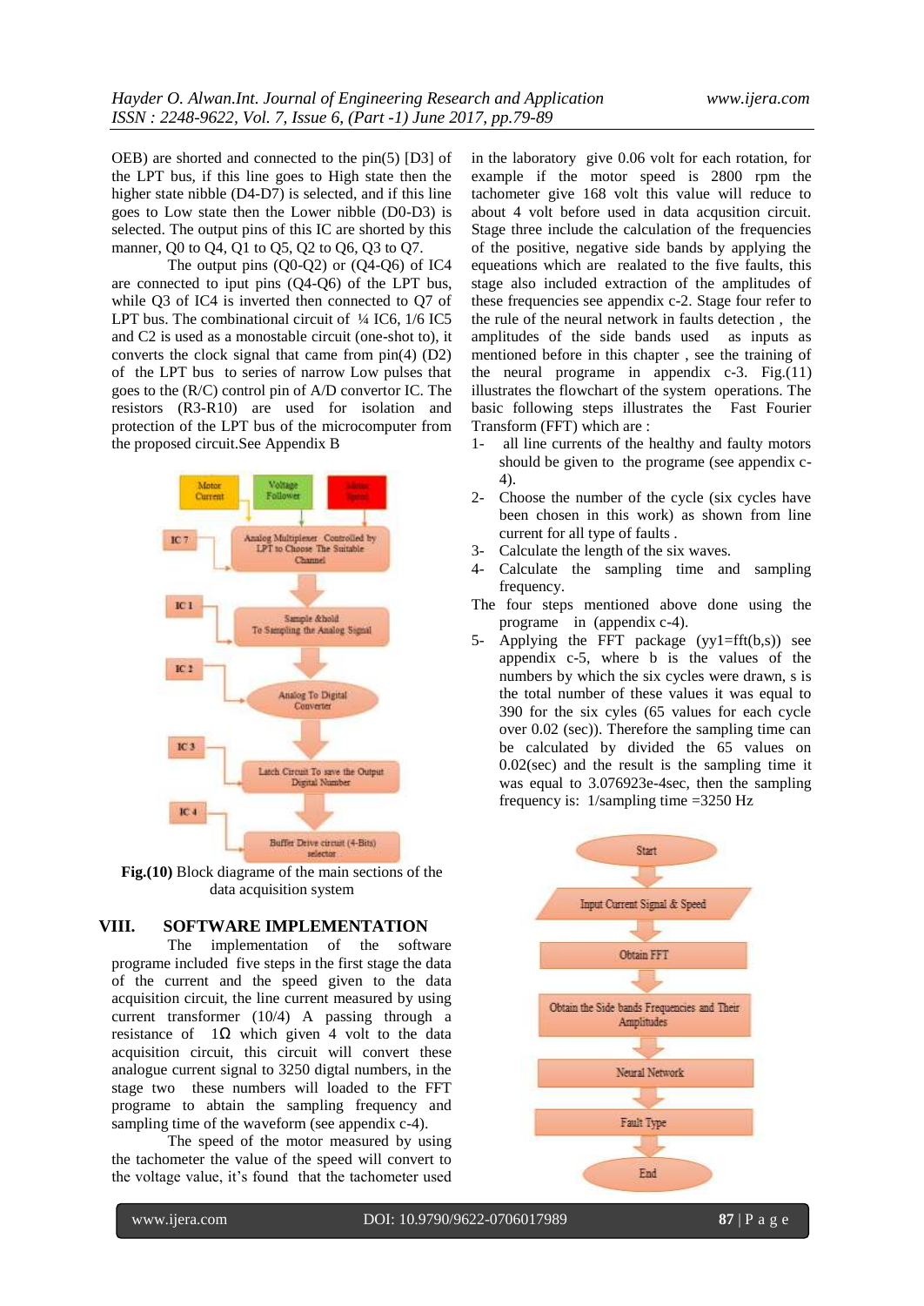OEB) are shorted and connected to the pin(5) [D3] of the LPT bus, if this line goes to High state then the higher state nibble (D4-D7) is selected, and if this line goes to Low state then the Lower nibble (D0-D3) is selected. The output pins of this IC are shorted by this manner, Q0 to Q4, Q1 to Q5, Q2 to Q6, Q3 to Q7.

The output pins (Q0-Q2) or (Q4-Q6) of IC4 are connected to iput pins (Q4-Q6) of the LPT bus, while Q3 of IC4 is inverted then connected to Q7 of LPT bus. The combinational circuit of ¼ IC6, 1/6 IC5 and C2 is used as a monostable circuit (one-shot to), it converts the clock signal that came from pin(4) (D2) of the LPT bus to series of narrow Low pulses that goes to the (R/C) control pin of A/D convertor IC. The resistors (R3-R10) are used for isolation and protection of the LPT bus of the microcomputer from the proposed circuit.See Appendix B

**Fig.(10)** Block diagrame of the main sections of the data acquisition system

## VIII. SOFTWARE IMPLEMENTATION

The implementation of the software programe included five steps in the first stage the data of the current and the speed given to the data acquisition circuit, the line current measured by using current transformer (10/4) A passing through a resistance of 1Ω which given 4 volt to the data acquisition circuit, this circuit will convert these analogue current signal to 3250 digtal numbers, in the stage two these numbers will loaded to the FFT programe to abtain the sampling frequency and sampling time of the waveform (see appendix c-4).

The speed of the motor measured by using the tachometer the value of the speed will convert to the voltage value, it's found that the tachometer used in the laboratory give 0.06 volt for each rotation, for example if the motor speed is 2800 rpm the tachometer give 168 volt this value will reduce to about 4 volt before used in data acqusition circuit. Stage three include the calculation of the frequencies of the positive, negative side bands by applying the equeations which are realated to the five faults, this stage also included extraction of the amplitudes of these frequencies see appendix c-2. Stage four refer to the rule of the neural network in faults detection , the amplitudes of the side bands used as inputs as mentioned before in this chapter , see the training of the neural programe in appendix c-3. Fig.(11) illustrates the flowchart of the system operations. The basic following steps illustrates the Fast Fourier Transform (FFT) which are :

1- all line currents of the healthy and faulty motors should be given to the programe (see appendix c-4).
2- Choose the number of the cycle (six cycles have been chosen in this work) as shown from line current for all type of faults .
3- Calculate the length of the six waves.
4- Calculate the sampling time and sampling frequency.

The four steps mentioned above done using the programe in (appendix c-4).

5- Applying the FFT package (yy1=fft(b,s)) see appendix c-5, where b is the values of the numbers by which the six cycles were drawn, s is the total number of these values it was equal to 390 for the six cyles (65 values for each cycle over 0.02 (sec)). Therefore the sampling time can be calculated by divided the 65 values on 0.02(sec) and the result is the sampling time it was equal to 3.076923e-4sec, then the sampling frequency is: 1/sampling time =3250 Hz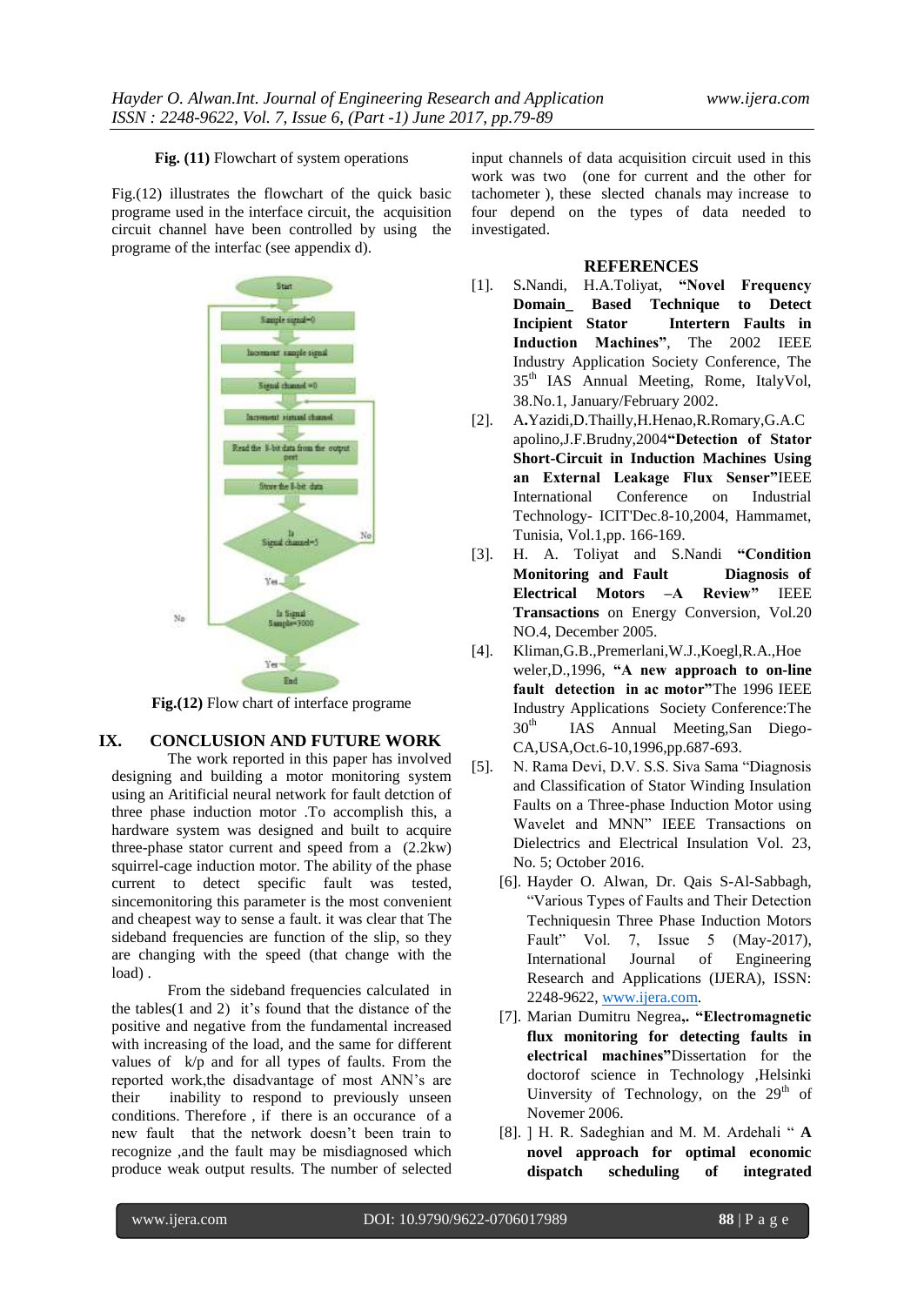**Fig. (11)** Flowchart of system operations

Fig.(12) illustrates the flowchart of the quick basic programe used in the interface circuit, the acquisition circuit channel have been controlled by using the programe of the interfac (see appendix d).

**Fig.(12)** Flow chart of interface programe

## IX. CONCLUSION AND FUTURE WORK

The work reported in this paper has involved designing and building a motor monitoring system using an Aritificial neural network for fault detction of three phase induction motor .To accomplish this, a hardware system was designed and built to acquire three-phase stator current and speed from a (2.2kw) squirrel-cage induction motor. The ability of the phase current to detect specific fault was tested, sincemonitoring this parameter is the most convenient and cheapest way to sense a fault. it was clear that The sideband frequencies are function of the slip, so they are changing with the speed (that change with the load) .

From the sideband frequencies calculated in the tables(1 and 2) it's found that the distance of the positive and negative from the fundamental increased with increasing of the load, and the same for different values of k/p and for all types of faults. From the reported work,the disadvantage of most ANN's are their inability to respond to previously unseen conditions. Therefore , if there is an occurance of a new fault that the network doesn't been train to recognize ,and the fault may be misdiagnosed which produce weak output results. The number of selected input channels of data acquisition circuit used in this work was two (one for current and the other for tachometer ), these slected chanals may increase to four depend on the types of data needed to investigated.

## REFERENCES

[1]. S.Nandi, H.A.Toliyat, **"Novel Frequency Domain_ Based Technique to Detect Incipient Stator Intertern Faults in Induction Machines"**, The 2002 IEEE Industry Application Society Conference, The 35th IAS Annual Meeting, Rome, ItalyVol, 38.No.1, January/February 2002.

[2]. A.Yazidi,D.Thailly,H.Henao,R.Romary,G.A.C apolino,J.F.Brudny,2004**"Detection of Stator Short-Circuit in Induction Machines Using an External Leakage Flux Senser"**IEEE International Conference on Industrial Technology- ICIT'Dec.8-10,2004, Hammamet, Tunisia, Vol.1,pp. 166-169.

[3]. H. A. Toliyat and S.Nandi **"Condition Monitoring and Fault Diagnosis of Electrical Motors –A Review"** IEEE **Transactions** on Energy Conversion, Vol.20 NO.4, December 2005.

[4]. Kliman,G.B.,Premerlani,W.J.,Koegl,R.A.,Hoe weler,D.,1996, **"A new approach to on-line fault detection in ac motor"**The 1996 IEEE Industry Applications Society Conference:The 30th IAS Annual Meeting,San Diego-CA,USA,Oct.6-10,1996,pp.687-693.

[5]. N. Rama Devi, D.V. S.S. Siva Sama "Diagnosis and Classification of Stator Winding Insulation Faults on a Three-phase Induction Motor using Wavelet and MNN" IEEE Transactions on Dielectrics and Electrical Insulation Vol. 23, No. 5; October 2016.

[6]. Hayder O. Alwan, Dr. Qais S-Al-Sabbagh, "Various Types of Faults and Their Detection Techniquesin Three Phase Induction Motors Fault" Vol. 7, Issue 5 (May-2017), International Journal of Engineering Research and Applications (IJERA), ISSN: 2248-9622, www.ijera.com.

[7]. Marian Dumitru Negrea,. **"Electromagnetic flux monitoring for detecting faults in electrical machines"**Dissertation for the doctorof science in Technology ,Helsinki Uinversity of Technology, on the 29th of Novemer 2006.

[8]. ] H. R. Sadeghian and M. M. Ardehali " **A novel approach for optimal economic dispatch scheduling of integrated**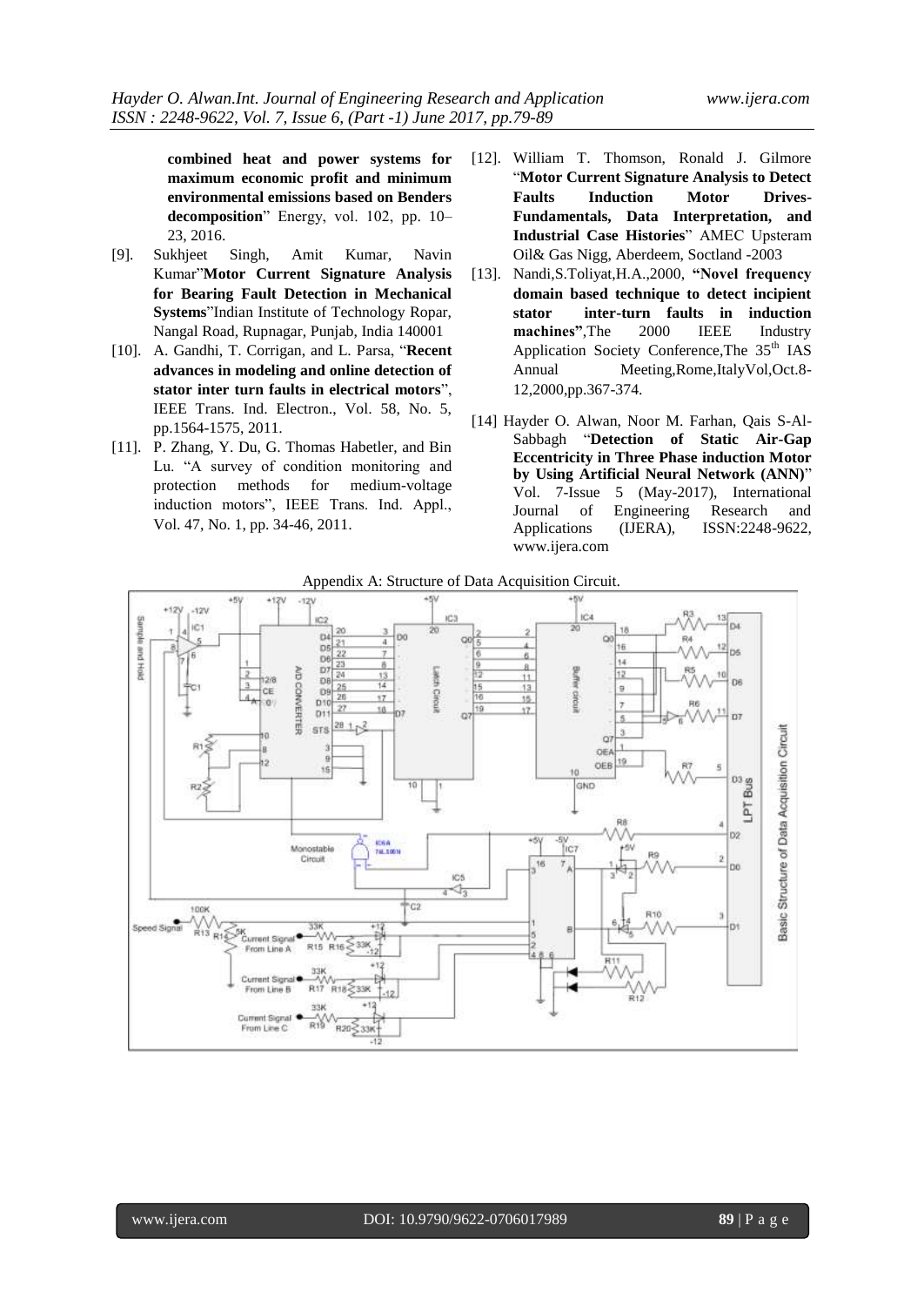combined heat and power systems for maximum economic profit and minimum environmental emissions based on Benders decomposition" Energy, vol. 102, pp. 10–23, 2016.

[9]. Sukhjeet Singh, Amit Kumar, Navin Kumar"**Motor Current Signature Analysis for Bearing Fault Detection in Mechanical Systems**"Indian Institute of Technology Ropar, Nangal Road, Rupnagar, Punjab, India 140001

[10]. A. Gandhi, T. Corrigan, and L. Parsa, "**Recent advances in modeling and online detection of stator inter turn faults in electrical motors**", IEEE Trans. Ind. Electron., Vol. 58, No. 5, pp.1564-1575, 2011.

[11]. P. Zhang, Y. Du, G. Thomas Habetler, and Bin Lu. "A survey of condition monitoring and protection methods for medium-voltage induction motors", IEEE Trans. Ind. Appl., Vol. 47, No. 1, pp. 34-46, 2011.

[12]. William T. Thomson, Ronald J. Gilmore "**Motor Current Signature Analysis to Detect Faults Induction Motor Drives- Fundamentals, Data Interpretation, and Industrial Case Histories**" AMEC Upsteram Oil& Gas Nigg, Aberdeem, Sctland -2003

[13]. Nandi,S.Toliyat,H.A.,2000, **"Novel frequency domain based technique to detect incipient stator inter-turn faults in induction machines"**,The 2000 IEEE Industry Application Society Conference,The 35th IAS Annual Meeting,Rome,ItalyVol,Oct.8-12,2000,pp.367-374.

[14] Hayder O. Alwan, Noor M. Farhan, Qais S-Al-Sabbagh "**Detection of Static Air-Gap Eccentricity in Three Phase induction Motor by Using Artificial Neural Network (ANN)**" Vol. 7-Issue 5 (May-2017), International Journal of Engineering Research and Applications (IJERA), ISSN:2248-9622, www.ijera.com

Appendix A: Structure of Data Acquisition Circuit.

Sample and Hold

IC1

IC2

A/D CONVERTER

IC3

Latch Circuit

IC4

Buffer circuit

LPT Bus

Basic Structure of Data Acquisition Circuit

Monostable Circuit

IC6A 74LS00N

IC5

IC7

Speed Signal

Current Signal From Line A

Current Signal From Line B

Current Signal From Line C